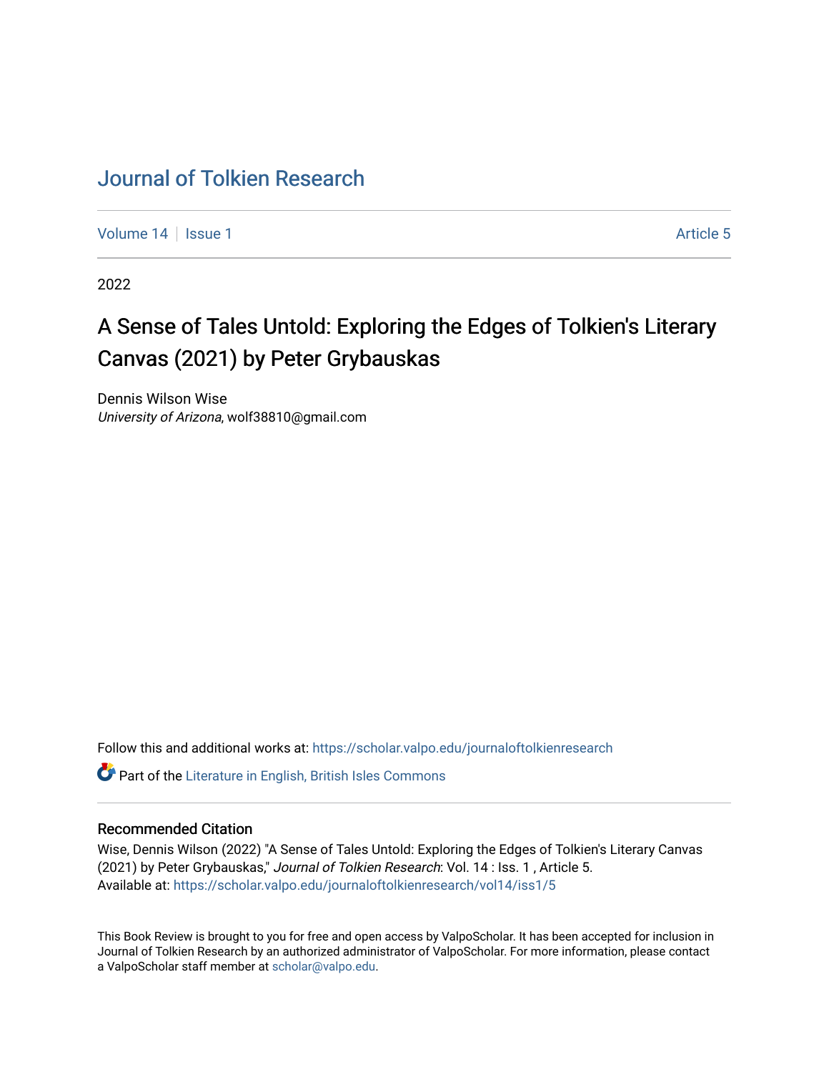# Journal of Tolkien Research

Volume 14 | Issue 1 | Article 5

2022

## A Sense of Tales Untold: Exploring the Edges of Tolkien's Literary Canvas (2021) by Peter Grybauskas

Dennis Wilson Wise
*University of Arizona*, wolf38810@gmail.com

Follow this and additional works at: https://scholar.valpo.edu/journaloftolkienresearch

Part of the Literature in English, British Isles Commons

### Recommended Citation

Wise, Dennis Wilson (2022) "A Sense of Tales Untold: Exploring the Edges of Tolkien's Literary Canvas (2021) by Peter Grybauskas," *Journal of Tolkien Research*: Vol. 14 : Iss. 1 , Article 5.
Available at: https://scholar.valpo.edu/journaloftolkienresearch/vol14/iss1/5

This Book Review is brought to you for free and open access by ValpoScholar. It has been accepted for inclusion in Journal of Tolkien Research by an authorized administrator of ValpoScholar. For more information, please contact a ValpoScholar staff member at scholar@valpo.edu.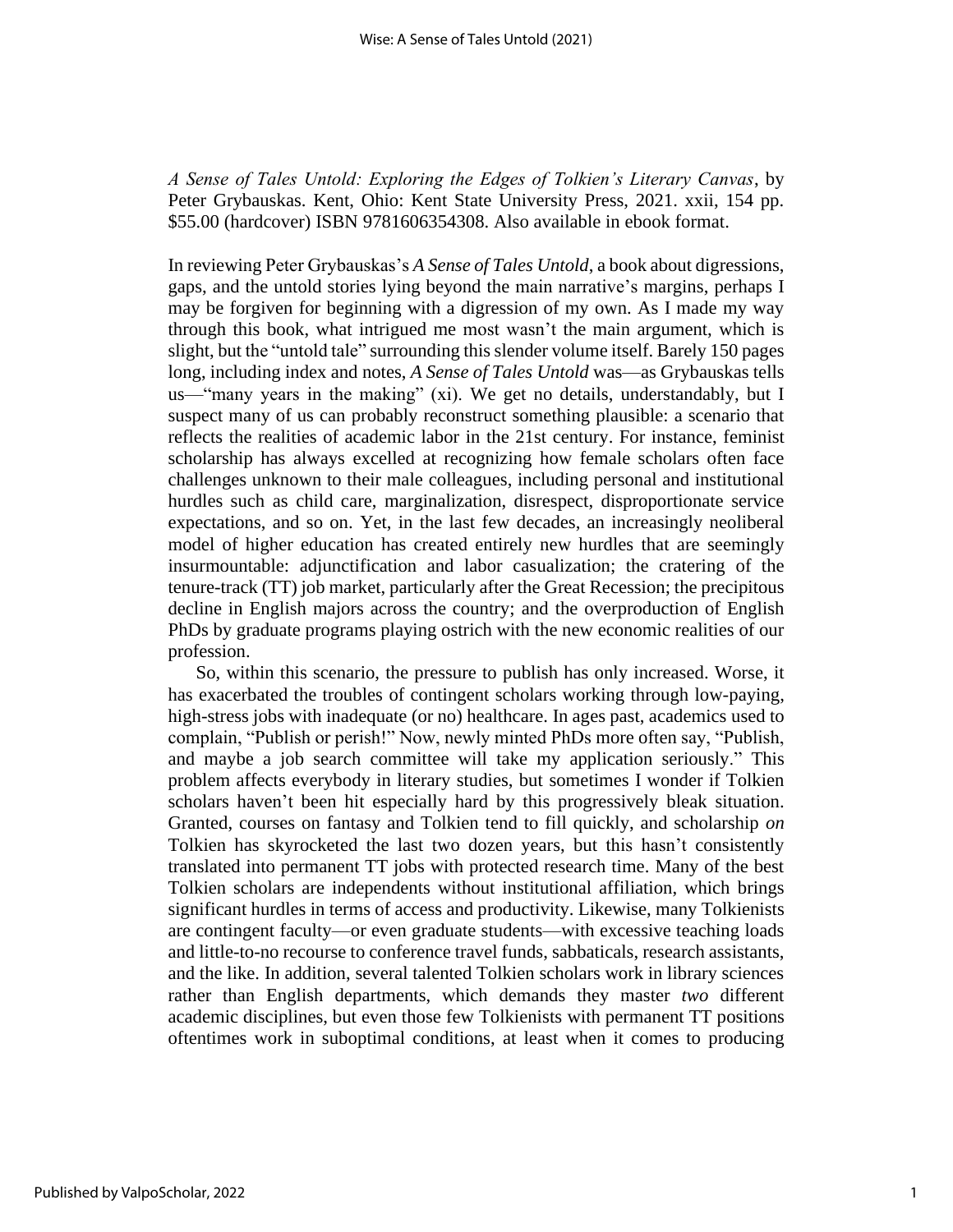*A Sense of Tales Untold: Exploring the Edges of Tolkien's Literary Canvas*, by Peter Grybauskas. Kent, Ohio: Kent State University Press, 2021. xxii, 154 pp. $55.00 (hardcover) ISBN 9781606354308. Also available in ebook format.

In reviewing Peter Grybauskas's *A Sense of Tales Untold*, a book about digressions, gaps, and the untold stories lying beyond the main narrative's margins, perhaps I may be forgiven for beginning with a digression of my own. As I made my way through this book, what intrigued me most wasn't the main argument, which is slight, but the "untold tale" surrounding this slender volume itself. Barely 150 pages long, including index and notes, *A Sense of Tales Untold* was—as Grybauskas tells us—"many years in the making" (xi). We get no details, understandably, but I suspect many of us can probably reconstruct something plausible: a scenario that reflects the realities of academic labor in the 21st century. For instance, feminist scholarship has always excelled at recognizing how female scholars often face challenges unknown to their male colleagues, including personal and institutional hurdles such as child care, marginalization, disrespect, disproportionate service expectations, and so on. Yet, in the last few decades, an increasingly neoliberal model of higher education has created entirely new hurdles that are seemingly insurmountable: adjunctification and labor casualization; the cratering of the tenure-track (TT) job market, particularly after the Great Recession; the precipitous decline in English majors across the country; and the overproduction of English PhDs by graduate programs playing ostrich with the new economic realities of our profession.

So, within this scenario, the pressure to publish has only increased. Worse, it has exacerbated the troubles of contingent scholars working through low-paying, high-stress jobs with inadequate (or no) healthcare. In ages past, academics used to complain, "Publish or perish!" Now, newly minted PhDs more often say, "Publish, and maybe a job search committee will take my application seriously." This problem affects everybody in literary studies, but sometimes I wonder if Tolkien scholars haven't been hit especially hard by this progressively bleak situation. Granted, courses on fantasy and Tolkien tend to fill quickly, and scholarship *on* Tolkien has skyrocketed the last two dozen years, but this hasn't consistently translated into permanent TT jobs with protected research time. Many of the best Tolkien scholars are independents without institutional affiliation, which brings significant hurdles in terms of access and productivity. Likewise, many Tolkienists are contingent faculty—or even graduate students—with excessive teaching loads and little-to-no recourse to conference travel funds, sabbaticals, research assistants, and the like. In addition, several talented Tolkien scholars work in library sciences rather than English departments, which demands they master *two* different academic disciplines, but even those few Tolkienists with permanent TT positions oftentimes work in suboptimal conditions, at least when it comes to producing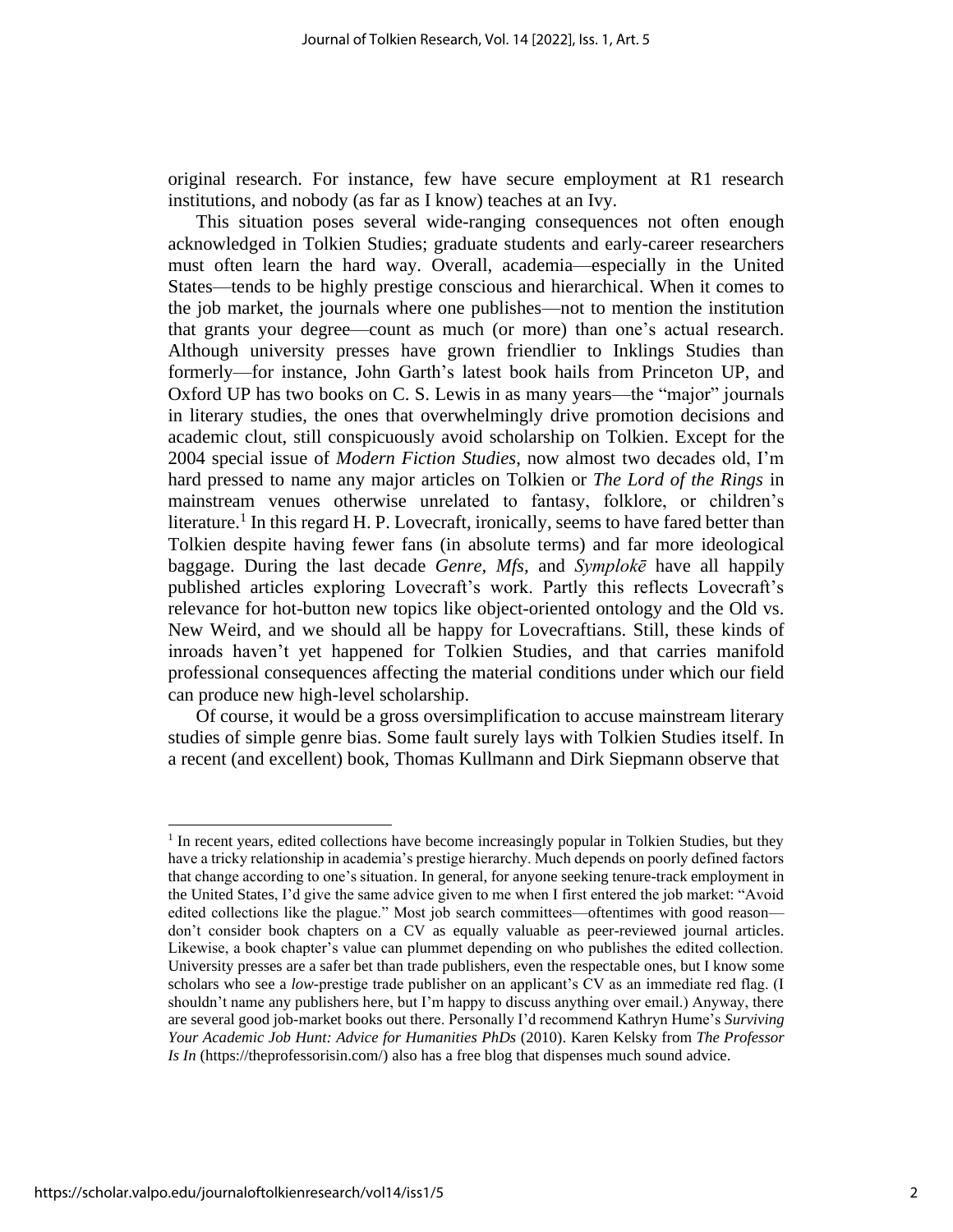original research. For instance, few have secure employment at R1 research institutions, and nobody (as far as I know) teaches at an Ivy.

This situation poses several wide-ranging consequences not often enough acknowledged in Tolkien Studies; graduate students and early-career researchers must often learn the hard way. Overall, academia—especially in the United States—tends to be highly prestige conscious and hierarchical. When it comes to the job market, the journals where one publishes—not to mention the institution that grants your degree—count as much (or more) than one's actual research. Although university presses have grown friendlier to Inklings Studies than formerly—for instance, John Garth's latest book hails from Princeton UP, and Oxford UP has two books on C. S. Lewis in as many years—the "major" journals in literary studies, the ones that overwhelmingly drive promotion decisions and academic clout, still conspicuously avoid scholarship on Tolkien. Except for the 2004 special issue of *Modern Fiction Studies*, now almost two decades old, I'm hard pressed to name any major articles on Tolkien or *The Lord of the Rings* in mainstream venues otherwise unrelated to fantasy, folklore, or children's literature.[1] In this regard H. P. Lovecraft, ironically, seems to have fared better than Tolkien despite having fewer fans (in absolute terms) and far more ideological baggage. During the last decade *Genre*, *Mfs*, and *Symplokē* have all happily published articles exploring Lovecraft's work. Partly this reflects Lovecraft's relevance for hot-button new topics like object-oriented ontology and the Old vs. New Weird, and we should all be happy for Lovecraftians. Still, these kinds of inroads haven't yet happened for Tolkien Studies, and that carries manifold professional consequences affecting the material conditions under which our field can produce new high-level scholarship.

Of course, it would be a gross oversimplification to accuse mainstream literary studies of simple genre bias. Some fault surely lays with Tolkien Studies itself. In a recent (and excellent) book, Thomas Kullmann and Dirk Siepmann observe that

[1] In recent years, edited collections have become increasingly popular in Tolkien Studies, but they have a tricky relationship in academia's prestige hierarchy. Much depends on poorly defined factors that change according to one's situation. In general, for anyone seeking tenure-track employment in the United States, I'd give the same advice given to me when I first entered the job market: "Avoid edited collections like the plague." Most job search committees—oftentimes with good reason—don't consider book chapters on a CV as equally valuable as peer-reviewed journal articles. Likewise, a book chapter's value can plummet depending on who publishes the edited collection. University presses are a safer bet than trade publishers, even the respectable ones, but I know some scholars who see a *low*-prestige trade publisher on an applicant's CV as an immediate red flag. (I shouldn't name any publishers here, but I'm happy to discuss anything over email.) Anyway, there are several good job-market books out there. Personally I'd recommend Kathryn Hume's *Surviving Your Academic Job Hunt: Advice for Humanities PhDs* (2010). Karen Kelsky from *The Professor Is In* (https://theprofessorisin.com/) also has a free blog that dispenses much sound advice.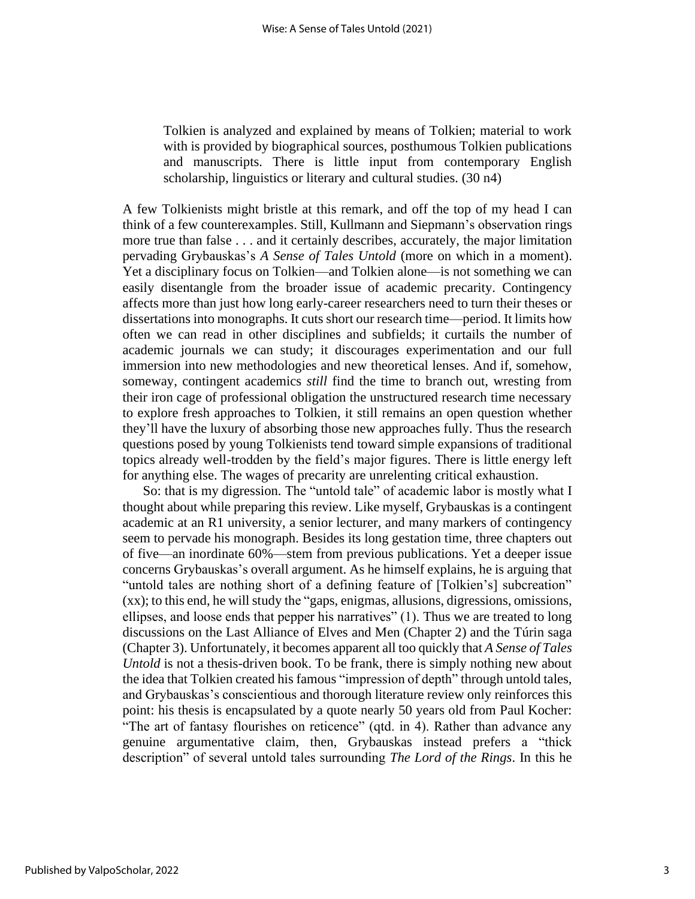> Tolkien is analyzed and explained by means of Tolkien; material to work with is provided by biographical sources, posthumous Tolkien publications and manuscripts. There is little input from contemporary English scholarship, linguistics or literary and cultural studies. (30 n4)

A few Tolkienists might bristle at this remark, and off the top of my head I can think of a few counterexamples. Still, Kullmann and Siepmann's observation rings more true than false . . . and it certainly describes, accurately, the major limitation pervading Grybauskas's *A Sense of Tales Untold* (more on which in a moment). Yet a disciplinary focus on Tolkien—and Tolkien alone—is not something we can easily disentangle from the broader issue of academic precarity. Contingency affects more than just how long early-career researchers need to turn their theses or dissertations into monographs. It cuts short our research time—period. It limits how often we can read in other disciplines and subfields; it curtails the number of academic journals we can study; it discourages experimentation and our full immersion into new methodologies and new theoretical lenses. And if, somehow, someway, contingent academics *still* find the time to branch out, wresting from their iron cage of professional obligation the unstructured research time necessary to explore fresh approaches to Tolkien, it still remains an open question whether they'll have the luxury of absorbing those new approaches fully. Thus the research questions posed by young Tolkienists tend toward simple expansions of traditional topics already well-trodden by the field's major figures. There is little energy left for anything else. The wages of precarity are unrelenting critical exhaustion.

So: that is my digression. The "untold tale" of academic labor is mostly what I thought about while preparing this review. Like myself, Grybauskas is a contingent academic at an R1 university, a senior lecturer, and many markers of contingency seem to pervade his monograph. Besides its long gestation time, three chapters out of five—an inordinate 60%—stem from previous publications. Yet a deeper issue concerns Grybauskas's overall argument. As he himself explains, he is arguing that "untold tales are nothing short of a defining feature of [Tolkien's] subcreation" (xx); to this end, he will study the "gaps, enigmas, allusions, digressions, omissions, ellipses, and loose ends that pepper his narratives" (1). Thus we are treated to long discussions on the Last Alliance of Elves and Men (Chapter 2) and the Túrin saga (Chapter 3). Unfortunately, it becomes apparent all too quickly that *A Sense of Tales Untold* is not a thesis-driven book. To be frank, there is simply nothing new about the idea that Tolkien created his famous "impression of depth" through untold tales, and Grybauskas's conscientious and thorough literature review only reinforces this point: his thesis is encapsulated by a quote nearly 50 years old from Paul Kocher: "The art of fantasy flourishes on reticence" (qtd. in 4). Rather than advance any genuine argumentative claim, then, Grybauskas instead prefers a "thick description" of several untold tales surrounding *The Lord of the Rings*. In this he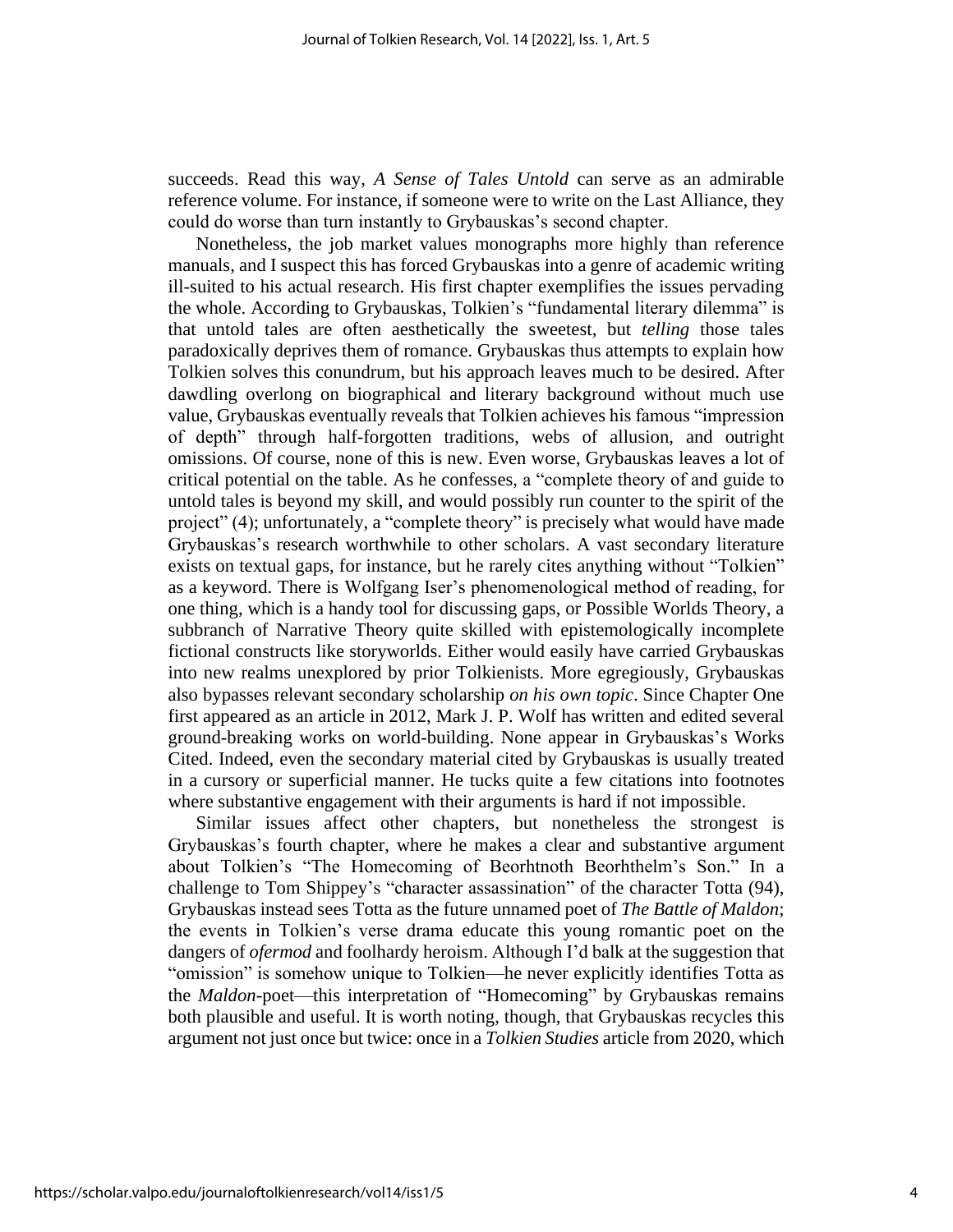succeeds. Read this way, *A Sense of Tales Untold* can serve as an admirable reference volume. For instance, if someone were to write on the Last Alliance, they could do worse than turn instantly to Grybauskas's second chapter.

Nonetheless, the job market values monographs more highly than reference manuals, and I suspect this has forced Grybauskas into a genre of academic writing ill-suited to his actual research. His first chapter exemplifies the issues pervading the whole. According to Grybauskas, Tolkien's "fundamental literary dilemma" is that untold tales are often aesthetically the sweetest, but *telling* those tales paradoxically deprives them of romance. Grybauskas thus attempts to explain how Tolkien solves this conundrum, but his approach leaves much to be desired. After dawdling overlong on biographical and literary background without much use value, Grybauskas eventually reveals that Tolkien achieves his famous "impression of depth" through half-forgotten traditions, webs of allusion, and outright omissions. Of course, none of this is new. Even worse, Grybauskas leaves a lot of critical potential on the table. As he confesses, a "complete theory of and guide to untold tales is beyond my skill, and would possibly run counter to the spirit of the project" (4); unfortunately, a "complete theory" is precisely what would have made Grybauskas's research worthwhile to other scholars. A vast secondary literature exists on textual gaps, for instance, but he rarely cites anything without "Tolkien" as a keyword. There is Wolfgang Iser's phenomenological method of reading, for one thing, which is a handy tool for discussing gaps, or Possible Worlds Theory, a subbranch of Narrative Theory quite skilled with epistemologically incomplete fictional constructs like storyworlds. Either would easily have carried Grybauskas into new realms unexplored by prior Tolkienists. More egregiously, Grybauskas also bypasses relevant secondary scholarship *on his own topic*. Since Chapter One first appeared as an article in 2012, Mark J. P. Wolf has written and edited several ground-breaking works on world-building. None appear in Grybauskas's Works Cited. Indeed, even the secondary material cited by Grybauskas is usually treated in a cursory or superficial manner. He tucks quite a few citations into footnotes where substantive engagement with their arguments is hard if not impossible.

Similar issues affect other chapters, but nonetheless the strongest is Grybauskas's fourth chapter, where he makes a clear and substantive argument about Tolkien's "The Homecoming of Beorhtnoth Beorhthelm's Son." In a challenge to Tom Shippey's "character assassination" of the character Totta (94), Grybauskas instead sees Totta as the future unnamed poet of *The Battle of Maldon*; the events in Tolkien's verse drama educate this young romantic poet on the dangers of *ofermod* and foolhardy heroism. Although I'd balk at the suggestion that "omission" is somehow unique to Tolkien—he never explicitly identifies Totta as the *Maldon*-poet—this interpretation of "Homecoming" by Grybauskas remains both plausible and useful. It is worth noting, though, that Grybauskas recycles this argument not just once but twice: once in a *Tolkien Studies* article from 2020, which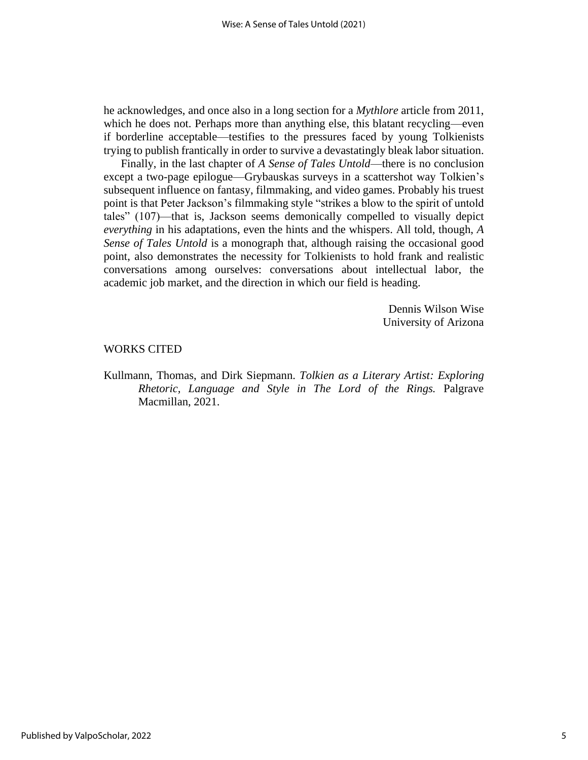he acknowledges, and once also in a long section for a *Mythlore* article from 2011, which he does not. Perhaps more than anything else, this blatant recycling—even if borderline acceptable—testifies to the pressures faced by young Tolkienists trying to publish frantically in order to survive a devastatingly bleak labor situation.

Finally, in the last chapter of *A Sense of Tales Untold*—there is no conclusion except a two-page epilogue—Grybauskas surveys in a scattershot way Tolkien's subsequent influence on fantasy, filmmaking, and video games. Probably his truest point is that Peter Jackson's filmmaking style "strikes a blow to the spirit of untold tales" (107)—that is, Jackson seems demonically compelled to visually depict *everything* in his adaptations, even the hints and the whispers. All told, though, *A Sense of Tales Untold* is a monograph that, although raising the occasional good point, also demonstrates the necessity for Tolkienists to hold frank and realistic conversations among ourselves: conversations about intellectual labor, the academic job market, and the direction in which our field is heading.

Dennis Wilson Wise
University of Arizona

WORKS CITED

Kullmann, Thomas, and Dirk Siepmann. *Tolkien as a Literary Artist: Exploring Rhetoric, Language and Style in The Lord of the Rings.* Palgrave Macmillan, 2021.